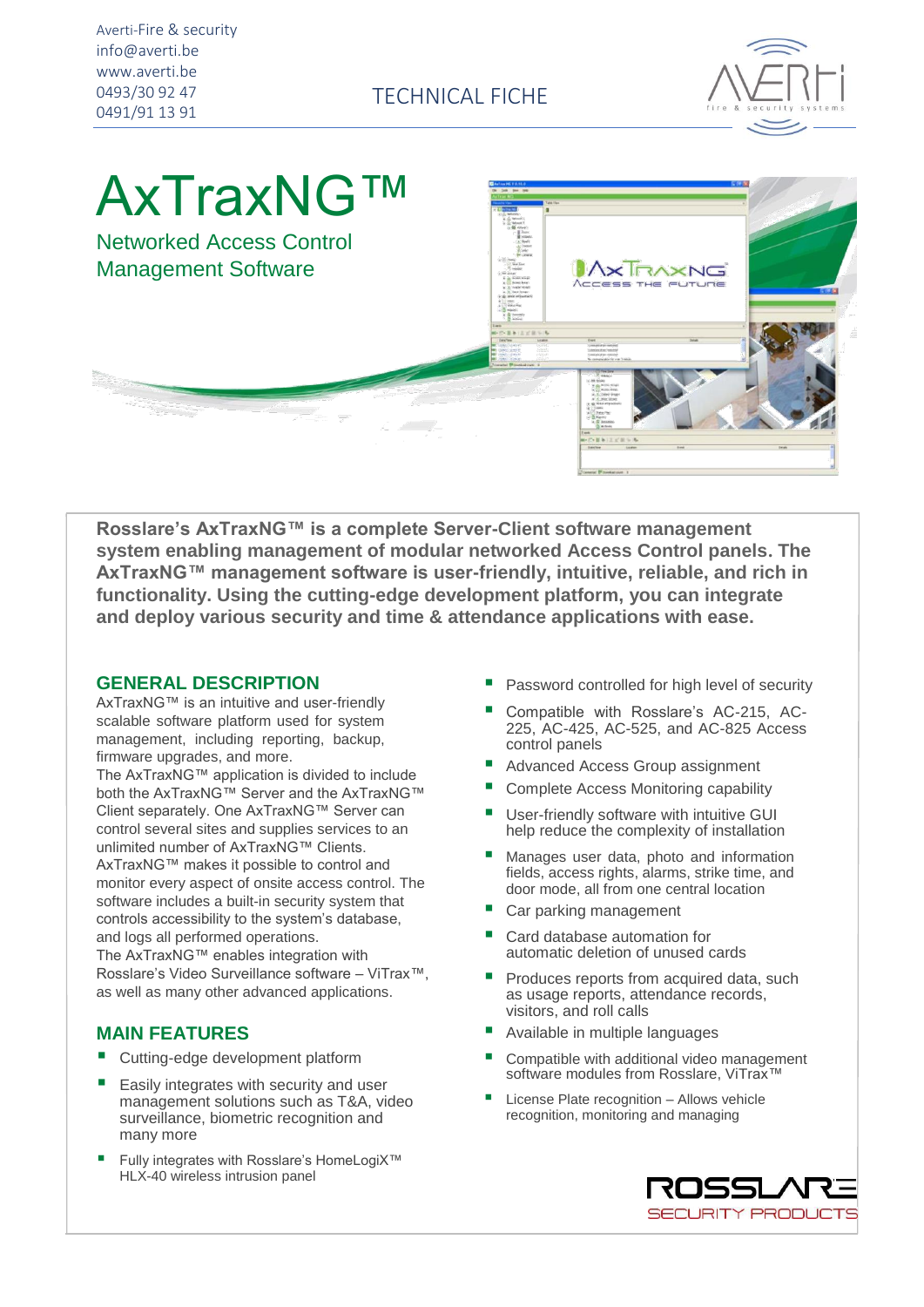Averti-Fire & security
info@averti.be
www.averti.be
0493/30 92 47
0491/91 13 91

TECHNICAL FICHE

# AxTraxNG™

## Networked Access Control Management Software

**Rosslare's AxTraxNG™ is a complete Server-Client software management system enabling management of modular networked Access Control panels. The AxTraxNG™ management software is user-friendly, intuitive, reliable, and rich in functionality. Using the cutting-edge development platform, you can integrate and deploy various security and time & attendance applications with ease.**

### GENERAL DESCRIPTION

AxTraxNG™ is an intuitive and user-friendly scalable software platform used for system management, including reporting, backup, firmware upgrades, and more.

The AxTraxNG™ application is divided to include both the AxTraxNG™ Server and the AxTraxNG™ Client separately. One AxTraxNG™ Server can control several sites and supplies services to an unlimited number of AxTraxNG™ Clients.

AxTraxNG™ makes it possible to control and monitor every aspect of onsite access control. The software includes a built-in security system that controls accessibility to the system's database, and logs all performed operations.

The AxTraxNG™ enables integration with Rosslare's Video Surveillance software – ViTrax™, as well as many other advanced applications.

### MAIN FEATURES

- Cutting-edge development platform
- Easily integrates with security and user management solutions such as T&A, video surveillance, biometric recognition and many more
- Fully integrates with Rosslare's HomeLogiX™ HLX-40 wireless intrusion panel
- Password controlled for high level of security
- Compatible with Rosslare's AC-215, AC-225, AC-425, AC-525, and AC-825 Access control panels
- Advanced Access Group assignment
- Complete Access Monitoring capability
- User-friendly software with intuitive GUI help reduce the complexity of installation
- Manages user data, photo and information fields, access rights, alarms, strike time, and door mode, all from one central location
- Car parking management
- Card database automation for automatic deletion of unused cards
- Produces reports from acquired data, such as usage reports, attendance records, visitors, and roll calls
- Available in multiple languages
- Compatible with additional video management software modules from Rosslare, ViTrax™
- License Plate recognition – Allows vehicle recognition, monitoring and managing

ROSSLARE SECURITY PRODUCTS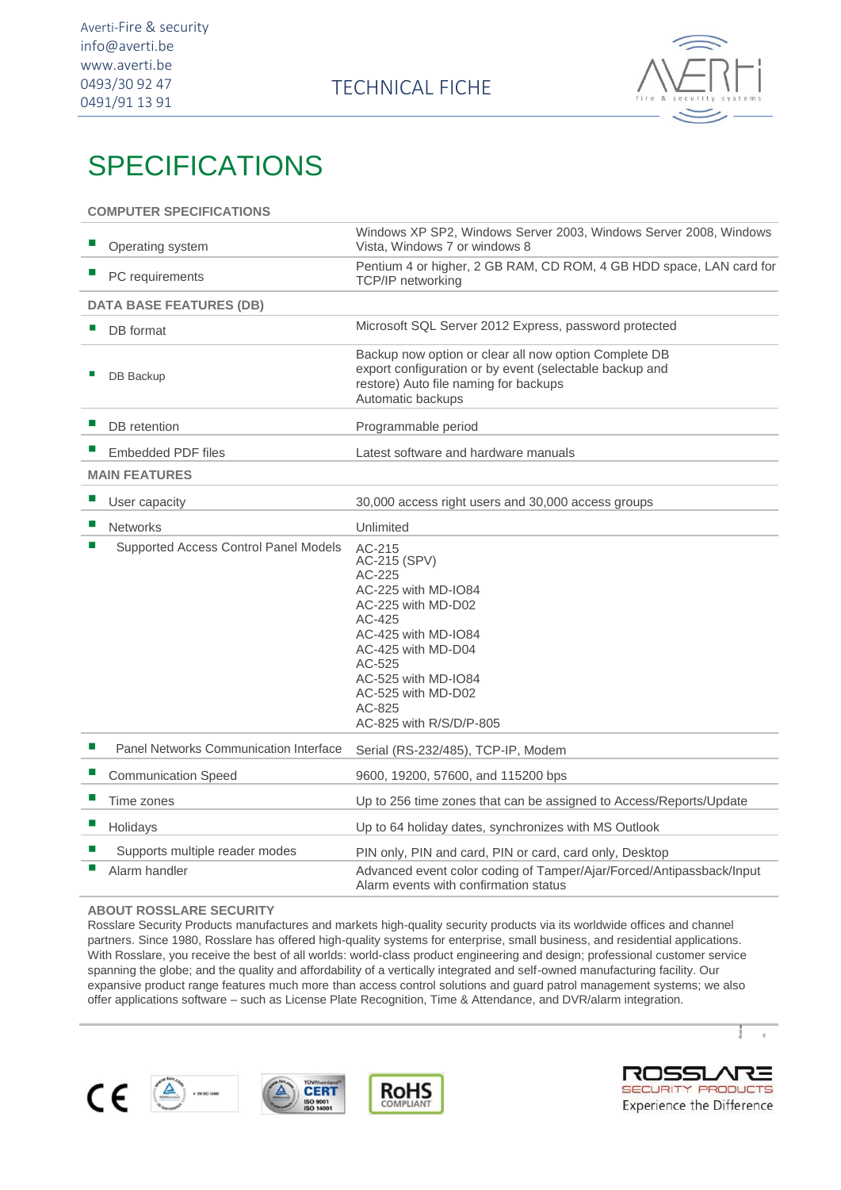# SPECIFICATIONS

| | |
|---|---|
| **COMPUTER SPECIFICATIONS** | |
| Operating system | Windows XP SP2, Windows Server 2003, Windows Server 2008, Windows Vista, Windows 7 or windows 8 |
| PC requirements | Pentium 4 or higher, 2 GB RAM, CD ROM, 4 GB HDD space, LAN card for TCP/IP networking |
| **DATA BASE FEATURES (DB)** | |
| DB format | Microsoft SQL Server 2012 Express, password protected |
| DB Backup | Backup now option or clear all now option Complete DB export configuration or by event (selectable backup and restore) Auto file naming for backups<br>Automatic backups |
| DB retention | Programmable period |
| Embedded PDF files | Latest software and hardware manuals |
| **MAIN FEATURES** | |
| User capacity | 30,000 access right users and 30,000 access groups |
| Networks | Unlimited |
| Supported Access Control Panel Models | AC-215<br>AC-215 (SPV)<br>AC-225<br>AC-225 with MD-IO84<br>AC-225 with MD-D02<br>AC-425<br>AC-425 with MD-IO84<br>AC-425 with MD-D04<br>AC-525<br>AC-525 with MD-IO84<br>AC-525 with MD-D02<br>AC-825<br>AC-825 with R/S/D/P-805 |
| Panel Networks Communication Interface | Serial (RS-232/485), TCP-IP, Modem |
| Communication Speed | 9600, 19200, 57600, and 115200 bps |
| Time zones | Up to 256 time zones that can be assigned to Access/Reports/Update |
| Holidays | Up to 64 holiday dates, synchronizes with MS Outlook |
| Supports multiple reader modes | PIN only, PIN and card, PIN or card, card only, Desktop |
| Alarm handler | Advanced event color coding of Tamper/Ajar/Forced/Antipassback/Input Alarm events with confirmation status |

## ABOUT ROSSLARE SECURITY

Rosslare Security Products manufactures and markets high-quality security products via its worldwide offices and channel partners. Since 1980, Rosslare has offered high-quality systems for enterprise, small business, and residential applications. With Rosslare, you receive the best of all worlds: world-class product engineering and design; professional customer service spanning the globe; and the quality and affordability of a vertically integrated and self-owned manufacturing facility. Our expansive product range features much more than access control solutions and guard patrol management systems; we also offer applications software – such as License Plate Recognition, Time & Attendance, and DVR/alarm integration.

ROSSLARE SECURITY PRODUCTS
Experience the Difference